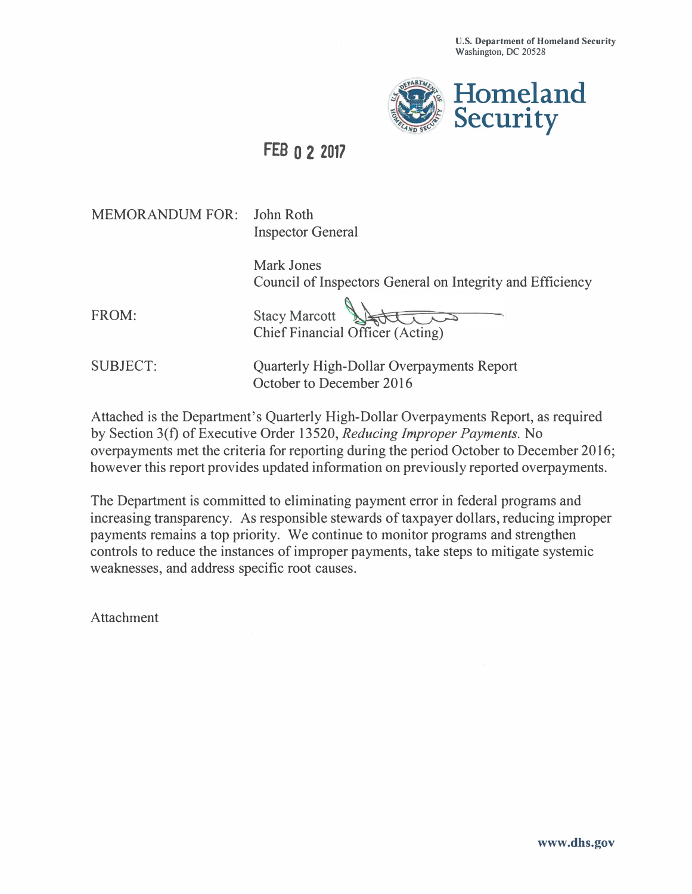U.S. Department of Homeland Security
Washington, DC 20528

Homeland Security

FEB 02 2017

MEMORANDUM FOR: John Roth
Inspector General

Mark Jones
Council of Inspectors General on Integrity and Efficiency

FROM: Stacy Marcott
Chief Financial Officer (Acting)

SUBJECT: Quarterly High-Dollar Overpayments Report
October to December 2016

Attached is the Department's Quarterly High-Dollar Overpayments Report, as required by Section 3(f) of Executive Order 13520, *Reducing Improper Payments.* No overpayments met the criteria for reporting during the period October to December 2016; however this report provides updated information on previously reported overpayments.

The Department is committed to eliminating payment error in federal programs and increasing transparency. As responsible stewards of taxpayer dollars, reducing improper payments remains a top priority. We continue to monitor programs and strengthen controls to reduce the instances of improper payments, take steps to mitigate systemic weaknesses, and address specific root causes.

Attachment

www.dhs.gov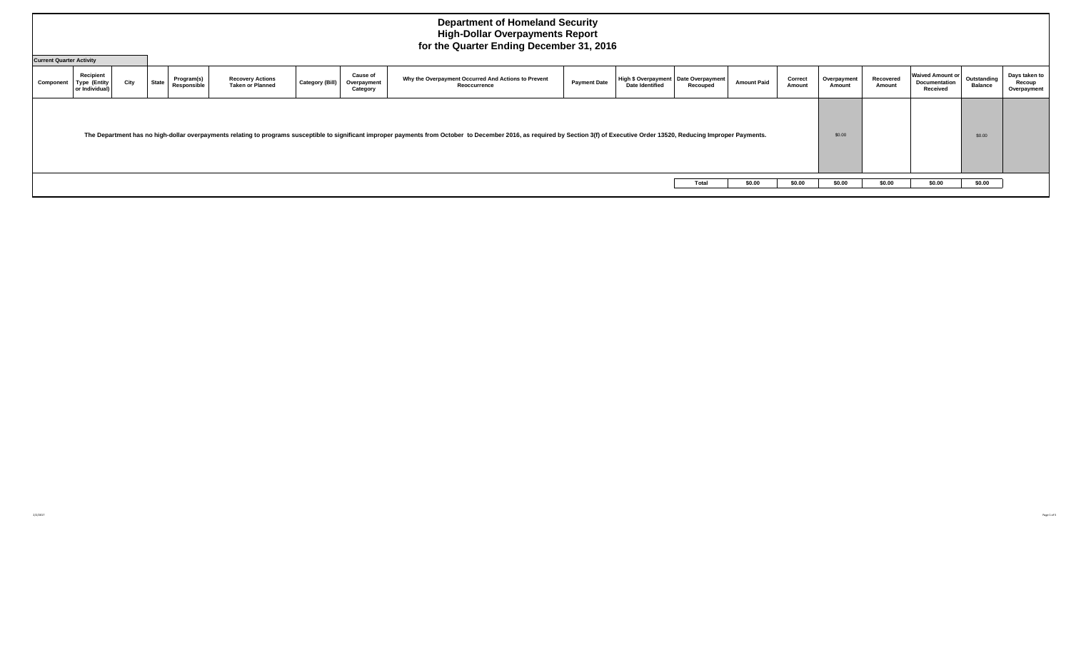# Department of Homeland Security
## High-Dollar Overpayments Report
### for the Quarter Ending December 31, 2016

**Current Quarter Activity**

| Component | Recipient Type (Entity or Individual) | City | State | Program(s) Responsible | Recovery Actions Taken or Planned | Category (Bill) | Cause of Overpayment Category | Why the Overpayment Occurred And Actions to Prevent Reoccurrence | Payment Date | High $ Overpayment Date Identified | Date Overpayment Recouped | Amount Paid | Correct Amount | Overpayment Amount | Recovered Amount | Waived Amount or Documentation Received | Outstanding Balance | Days taken to Recoup Overpayment |
|---|---|---|---|---|---|---|---|---|---|---|---|---|---|---|---|---|---|---|
| The Department has no high-dollar overpayments relating to programs susceptible to significant improper payments from October to December 2016, as required by Section 3(f) of Executive Order 13520, Reducing Improper Payments. | | | | | | | | | | | | | | $0.00 | | | $0.00 | |
| | | | | | | | | | | | Total | $0.00 | $0.00 | $0.00 | $0.00 | $0.00 | $0.00 | |

2/2/2017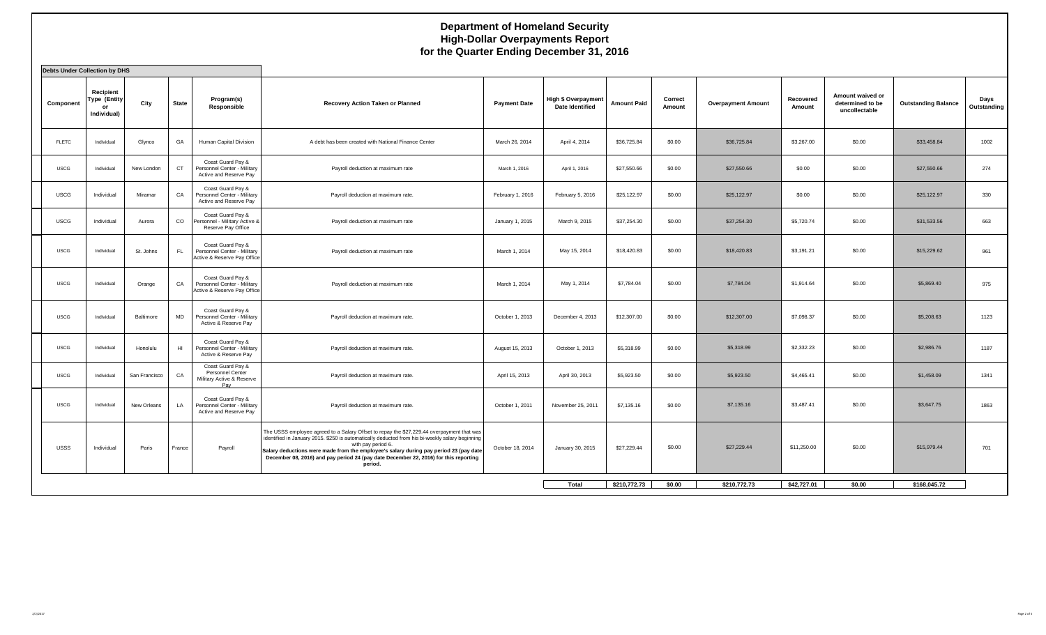# Department of Homeland Security
# High-Dollar Overpayments Report
# for the Quarter Ending December 31, 2016

**Debts Under Collection by DHS**

| Component | Recipient Type (Entity or Individual) | City | State | Program(s) Responsible | Recovery Action Taken or Planned | Payment Date | High $ Overpayment Date Identified | Amount Paid | Correct Amount | Overpayment Amount | Recovered Amount | Amount waived or determined to be uncollectable | Outstanding Balance | Days Outstanding |
|---|---|---|---|---|---|---|---|---|---|---|---|---|---|---|
| FLETC | Individual | Glynco | GA | Human Capital Division | A debt has been created with National Finance Center | March 26, 2014 | April 4, 2014 | $36,725.84 | $0.00 | $36,725.84 | $3,267.00 | $0.00 | $33,458.84 | 1002 |
| USCG | Individual | New London | CT | Coast Guard Pay & Personnel Center - Military Active and Reserve Pay | Payroll deduction at maximum rate | March 1, 2016 | April 1, 2016 | $27,550.66 | $0.00 | $27,550.66 | $0.00 | $0.00 | $27,550.66 | 274 |
| USCG | Individual | Miramar | CA | Coast Guard Pay & Personnel Center - Military Active and Reserve Pay | Payroll deduction at maximum rate. | February 1, 2016 | February 5, 2016 | $25,122.97 | $0.00 | $25,122.97 | $0.00 | $0.00 | $25,122.97 | 330 |
| USCG | Individual | Aurora | CO | Coast Guard Pay & Personnel - Military Active & Reserve Pay Office | Payroll deduction at maximum rate | January 1, 2015 | March 9, 2015 | $37,254.30 | $0.00 | $37,254.30 | $5,720.74 | $0.00 | $31,533.56 | 663 |
| USCG | Individual | St. Johns | FL | Coast Guard Pay & Personnel Center - Military Active & Reserve Pay Office | Payroll deduction at maximum rate | March 1, 2014 | May 15, 2014 | $18,420.83 | $0.00 | $18,420.83 | $3,191.21 | $0.00 | $15,229.62 | 961 |
| USCG | Individual | Orange | CA | Coast Guard Pay & Personnel Center - Military Active & Reserve Pay Office | Payroll deduction at maximum rate | March 1, 2014 | May 1, 2014 | $7,784.04 | $0.00 | $7,784.04 | $1,914.64 | $0.00 | $5,869.40 | 975 |
| USCG | Individual | Baltimore | MD | Coast Guard Pay & Personnel Center - Military Active & Reserve Pay | Payroll deduction at maximum rate. | October 1, 2013 | December 4, 2013 | $12,307.00 | $0.00 | $12,307.00 | $7,098.37 | $0.00 | $5,208.63 | 1123 |
| USCG | Individual | Honolulu | HI | Coast Guard Pay & Personnel Center - Military Active & Reserve Pay | Payroll deduction at maximum rate. | August 15, 2013 | October 1, 2013 | $5,318.99 | $0.00 | $5,318.99 | $2,332.23 | $0.00 | $2,986.76 | 1187 |
| USCG | Individual | San Francisco | CA | Coast Guard Pay & Personnel Center Military Active & Reserve Pay | Payroll deduction at maximum rate. | April 15, 2013 | April 30, 2013 | $5,923.50 | $0.00 | $5,923.50 | $4,465.41 | $0.00 | $1,458.09 | 1341 |
| USCG | Individual | New Orleans | LA | Coast Guard Pay & Personnel Center - Military Active and Reserve Pay | Payroll deduction at maximum rate. | October 1, 2011 | November 25, 2011 | $7,135.16 | $0.00 | $7,135.16 | $3,487.41 | $0.00 | $3,647.75 | 1863 |
| USSS | Individual | Paris | France | Payroll | The USSS employee agreed to a Salary Offset to repay the $27,229.44 overpayment that was identified in January 2015. $250 is automatically deducted from his bi-weekly salary beginning with pay period 6. **Salary deductions were made from the employee's salary during pay period 23 (pay date December 08, 2016) and pay period 24 (pay date December 22, 2016) for this reporting period.** | October 18, 2014 | January 30, 2015 | $27,229.44 | $0.00 | $27,229.44 | $11,250.00 | $0.00 | $15,979.44 | 701 |
| | | | | | | | **Total** | **$210,772.73** | **$0.00** | **$210,772.73** | **$42,727.01** | **$0.00** | **$168,045.72** | |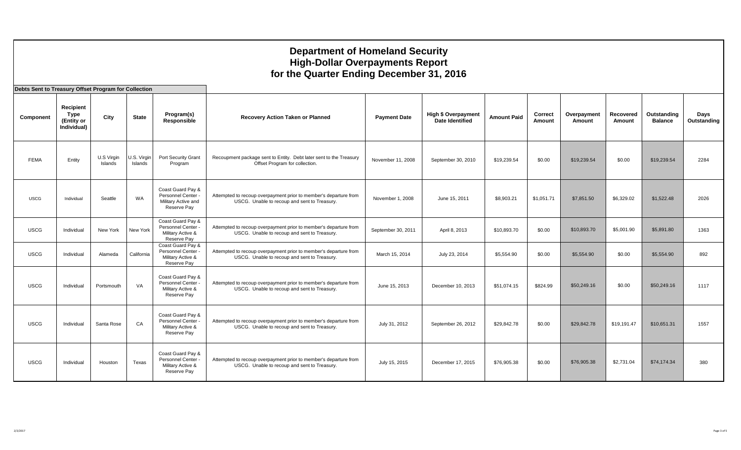# Department of Homeland Security
# High-Dollar Overpayments Report
# for the Quarter Ending December 31, 2016

**Debts Sent to Treasury Offset Program for Collection**

| Component | Recipient Type (Entity or Individual) | City | State | Program(s) Responsible | Recovery Action Taken or Planned | Payment Date | High $ Overpayment Date Identified | Amount Paid | Correct Amount | Overpayment Amount | Recovered Amount | Outstanding Balance | Days Outstanding |
|---|---|---|---|---|---|---|---|---|---|---|---|---|---|
| FEMA | Entity | U.S Virgin Islands | U.S. Virgin Islands | Port Security Grant Program | Recoupment package sent to Entity. Debt later sent to the Treasury Offset Program for collection. | November 11, 2008 | September 30, 2010 | $19,239.54 | $0.00 | $19,239.54 | $0.00 | $19,239.54 | 2284 |
| USCG | Individual | Seattle | WA | Coast Guard Pay & Personnel Center - Military Active and Reserve Pay | Attempted to recoup overpayment prior to member's departure from USCG. Unable to recoup and sent to Treasury. | November 1, 2008 | June 15, 2011 | $8,903.21 | $1,051.71 | $7,851.50 | $6,329.02 | $1,522.48 | 2026 |
| USCG | Individual | New York | New York | Coast Guard Pay & Personnel Center - Military Active & Reserve Pay | Attempted to recoup overpayment prior to member's departure from USCG. Unable to recoup and sent to Treasury. | September 30, 2011 | April 8, 2013 | $10,893.70 | $0.00 | $10,893.70 | $5,001.90 | $5,891.80 | 1363 |
| USCG | Individual | Alameda | California | Coast Guard Pay & Personnel Center - Military Active & Reserve Pay | Attempted to recoup overpayment prior to member's departure from USCG. Unable to recoup and sent to Treasury. | March 15, 2014 | July 23, 2014 | $5,554.90 | $0.00 | $5,554.90 | $0.00 | $5,554.90 | 892 |
| USCG | Individual | Portsmouth | VA | Coast Guard Pay & Personnel Center - Military Active & Reserve Pay | Attempted to recoup overpayment prior to member's departure from USCG. Unable to recoup and sent to Treasury. | June 15, 2013 | December 10, 2013 | $51,074.15 | $824.99 | $50,249.16 | $0.00 | $50,249.16 | 1117 |
| USCG | Individual | Santa Rose | CA | Coast Guard Pay & Personnel Center - Military Active & Reserve Pay | Attempted to recoup overpayment prior to member's departure from USCG. Unable to recoup and sent to Treasury. | July 31, 2012 | September 26, 2012 | $29,842.78 | $0.00 | $29,842.78 | $19,191.47 | $10,651.31 | 1557 |
| USCG | Individual | Houston | Texas | Coast Guard Pay & Personnel Center - Military Active & Reserve Pay | Attempted to recoup overpayment prior to member's departure from USCG. Unable to recoup and sent to Treasury. | July 15, 2015 | December 17, 2015 | $76,905.38 | $0.00 | $76,905.38 | $2,731.04 | $74,174.34 | 380 |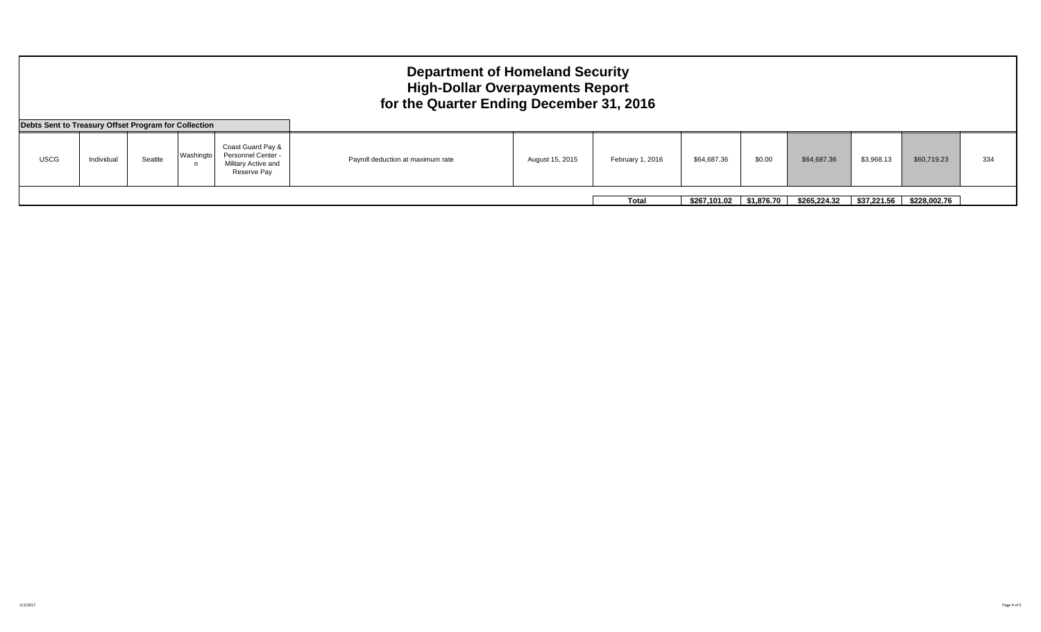# Department of Homeland Security
## High-Dollar Overpayments Report
## for the Quarter Ending December 31, 2016

**Debts Sent to Treasury Offset Program for Collection**

| | | | | | | | | | | | | | |
|---|---|---|---|---|---|---|---|---|---|---|---|---|---|
| USCG | Individual | Seattle | Washington | Coast Guard Pay & Personnel Center - Military Active and Reserve Pay | Payroll deduction at maximum rate | August 15, 2015 | February 1, 2016 | $64,687.36 | $0.00 | $64,687.36 | $3,968.13 | $60,719.23 | 334 |
| | | | | | | | **Total** | **$267,101.02** | **$1,876.70** | **$265,224.32** | **$37,221.56** | **$228,002.76** | |

2/2/2017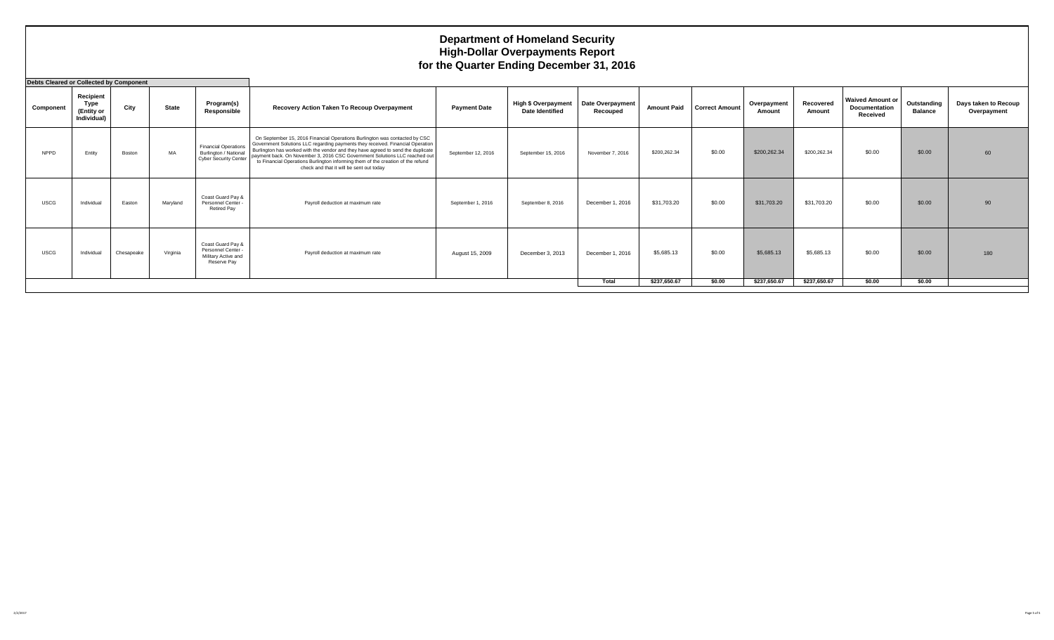# Department of Homeland Security
# High-Dollar Overpayments Report
# for the Quarter Ending December 31, 2016

**Debts Cleared or Collected by Component**

| Component | Recipient Type (Entity or Individual) | City | State | Program(s) Responsible | Recovery Action Taken To Recoup Overpayment | Payment Date | High $ Overpayment Date Identified | Date Overpayment Recouped | Amount Paid | Correct Amount | Overpayment Amount | Recovered Amount | Waived Amount or Documentation Received | Outstanding Balance | Days taken to Recoup Overpayment |
|---|---|---|---|---|---|---|---|---|---|---|---|---|---|---|---|
| NPPD | Entity | Boston | MA | Financial Operations Burlington / National Cyber Security Center | On September 15, 2016 Financial Operations Burlington was contacted by CSC Government Solutions LLC regarding payments they received. Financial Operation Burlington has worked with the vendor and they have agreed to send the duplicate payment back. On November 3, 2016 CSC Government Solutions LLC reached out to Financial Operations Burlington informing them of the creation of the refund check and that it will be sent out today | September 12, 2016 | September 15, 2016 | November 7, 2016 | $200,262.34 | $0.00 | $200,262.34 | $200,262.34 | $0.00 | $0.00 | 60 |
| USCG | Individual | Easton | Maryland | Coast Guard Pay & Personnel Center - Retired Pay | Payroll deduction at maximum rate | September 1, 2016 | September 8, 2016 | December 1, 2016 | $31,703.20 | $0.00 | $31,703.20 | $31,703.20 | $0.00 | $0.00 | 90 |
| USCG | Individual | Chesapeake | Virginia | Coast Guard Pay & Personnel Center - Military Active and Reserve Pay | Payroll deduction at maximum rate | August 15, 2009 | December 3, 2013 | December 1, 2016 | $5,685.13 | $0.00 | $5,685.13 | $5,685.13 | $0.00 | $0.00 | 180 |
| | | | | | | | | **Total** | **$237,650.67** | **$0.00** | **$237,650.67** | **$237,650.67** | **$0.00** | **$0.00** | |

2/2/2017